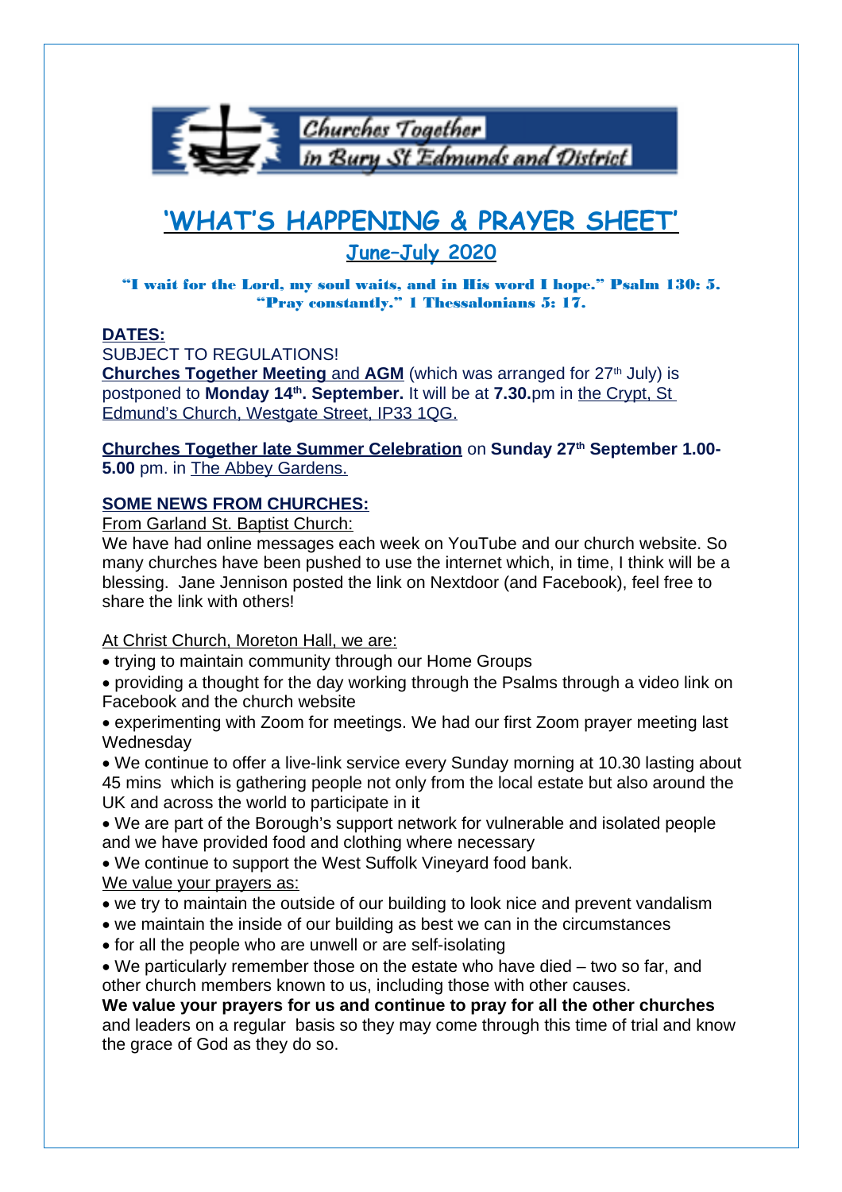Churches Together in Bury St Edmunds and District

# 'WHAT'S HAPPENING & PRAYER SHEET'

## June–July 2020

**"I wait for the Lord, my soul waits, and in His word I hope." Psalm 130: 5.**
**"Pray constantly." 1 Thessalonians 5: 17.**

**DATES:**

SUBJECT TO REGULATIONS!

**Churches Together Meeting** and **AGM** (which was arranged for 27th July) is postponed to **Monday 14th. September.** It will be at **7.30.**pm in the Crypt, St Edmund's Church, Westgate Street, IP33 1QG.

**Churches Together late Summer Celebration** on **Sunday 27th September 1.00-5.00** pm. in The Abbey Gardens.

**SOME NEWS FROM CHURCHES:**

From Garland St. Baptist Church:

We have had online messages each week on YouTube and our church website. So many churches have been pushed to use the internet which, in time, I think will be a blessing. Jane Jennison posted the link on Nextdoor (and Facebook), feel free to share the link with others!

At Christ Church, Moreton Hall, we are:

- trying to maintain community through our Home Groups
- providing a thought for the day working through the Psalms through a video link on Facebook and the church website
- experimenting with Zoom for meetings. We had our first Zoom prayer meeting last Wednesday
- We continue to offer a live-link service every Sunday morning at 10.30 lasting about 45 mins which is gathering people not only from the local estate but also around the UK and across the world to participate in it
- We are part of the Borough's support network for vulnerable and isolated people and we have provided food and clothing where necessary
- We continue to support the West Suffolk Vineyard food bank.

We value your prayers as:

- we try to maintain the outside of our building to look nice and prevent vandalism
- we maintain the inside of our building as best we can in the circumstances
- for all the people who are unwell or are self-isolating
- We particularly remember those on the estate who have died – two so far, and other church members known to us, including those with other causes.

**We value your prayers for us and continue to pray for all the other churches** and leaders on a regular basis so they may come through this time of trial and know the grace of God as they do so.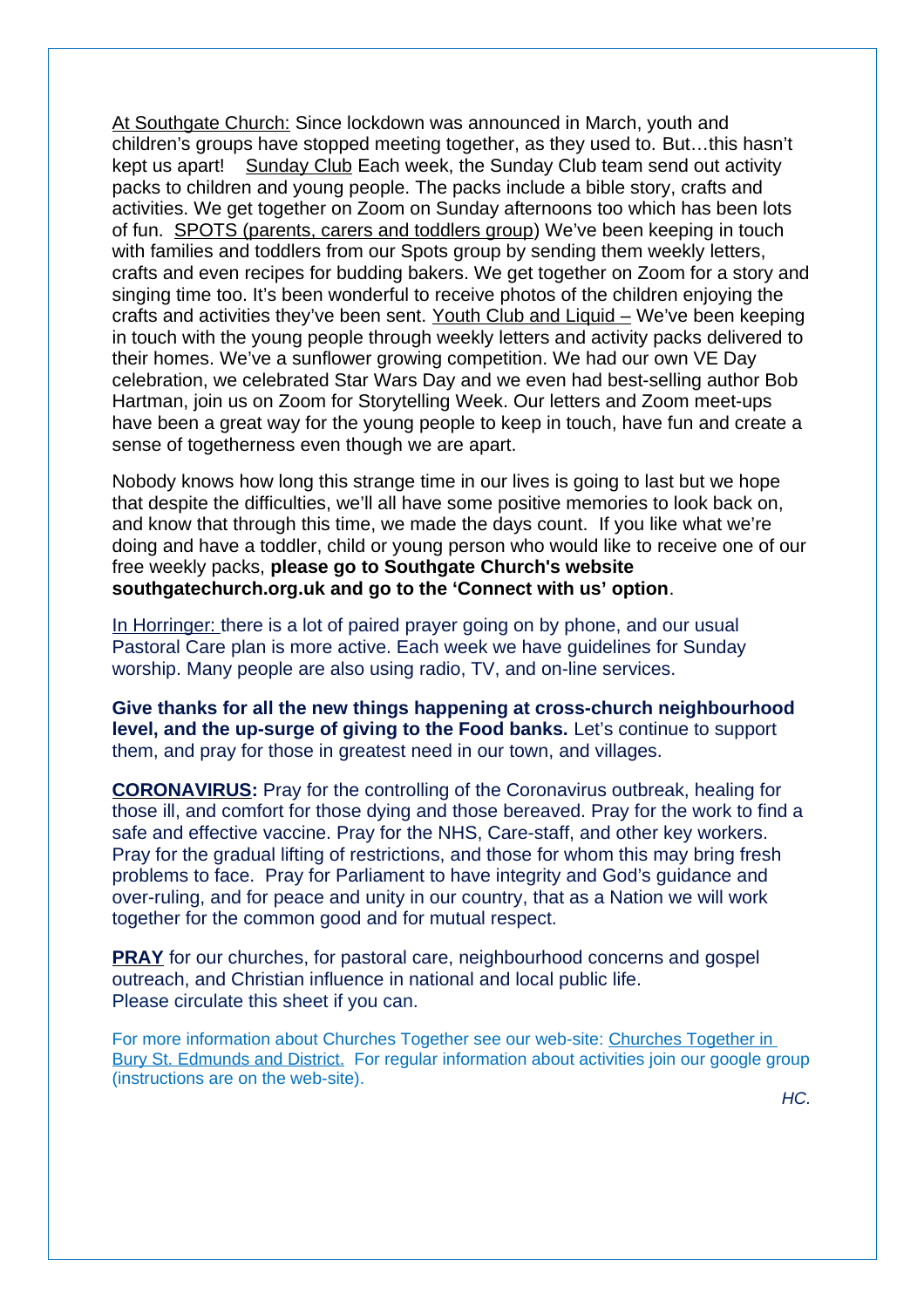At Southgate Church: Since lockdown was announced in March, youth and children's groups have stopped meeting together, as they used to. But…this hasn't kept us apart! Sunday Club Each week, the Sunday Club team send out activity packs to children and young people. The packs include a bible story, crafts and activities. We get together on Zoom on Sunday afternoons too which has been lots of fun. SPOTS (parents, carers and toddlers group) We've been keeping in touch with families and toddlers from our Spots group by sending them weekly letters, crafts and even recipes for budding bakers. We get together on Zoom for a story and singing time too. It's been wonderful to receive photos of the children enjoying the crafts and activities they've been sent. Youth Club and Liquid – We've been keeping in touch with the young people through weekly letters and activity packs delivered to their homes. We've a sunflower growing competition. We had our own VE Day celebration, we celebrated Star Wars Day and we even had best-selling author Bob Hartman, join us on Zoom for Storytelling Week. Our letters and Zoom meet-ups have been a great way for the young people to keep in touch, have fun and create a sense of togetherness even though we are apart.

Nobody knows how long this strange time in our lives is going to last but we hope that despite the difficulties, we'll all have some positive memories to look back on, and know that through this time, we made the days count. If you like what we're doing and have a toddler, child or young person who would like to receive one of our free weekly packs, **please go to Southgate Church's website southgatechurch.org.uk and go to the 'Connect with us' option**.

In Horringer: there is a lot of paired prayer going on by phone, and our usual Pastoral Care plan is more active. Each week we have guidelines for Sunday worship. Many people are also using radio, TV, and on-line services.

**Give thanks for all the new things happening at cross-church neighbourhood level, and the up-surge of giving to the Food banks.** Let's continue to support them, and pray for those in greatest need in our town, and villages.

**CORONAVIRUS:** Pray for the controlling of the Coronavirus outbreak, healing for those ill, and comfort for those dying and those bereaved. Pray for the work to find a safe and effective vaccine. Pray for the NHS, Care-staff, and other key workers. Pray for the gradual lifting of restrictions, and those for whom this may bring fresh problems to face. Pray for Parliament to have integrity and God's guidance and over-ruling, and for peace and unity in our country, that as a Nation we will work together for the common good and for mutual respect.

**PRAY** for our churches, for pastoral care, neighbourhood concerns and gospel outreach, and Christian influence in national and local public life.
Please circulate this sheet if you can.

For more information about Churches Together see our web-site: Churches Together in Bury St. Edmunds and District. For regular information about activities join our google group (instructions are on the web-site).

*HC.*